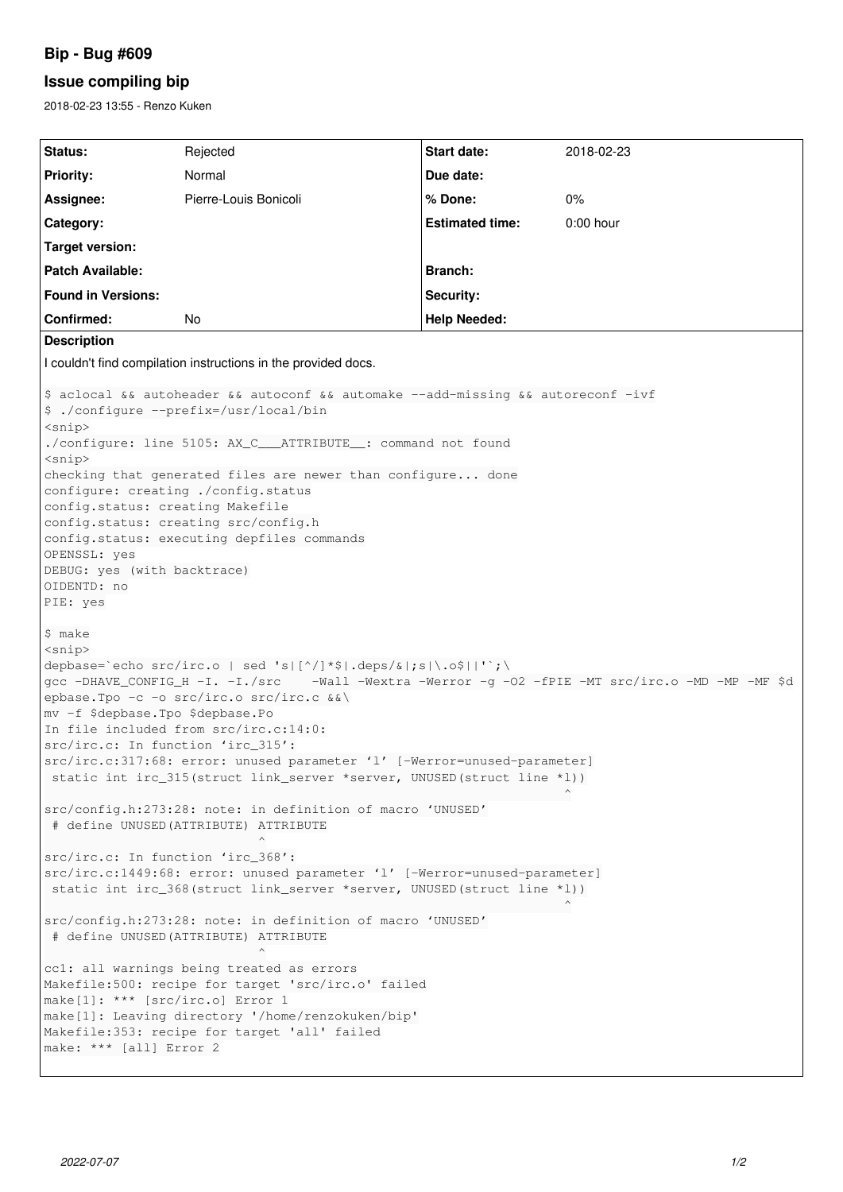# Bip - Bug #609

## Issue compiling bip

2018-02-23 13:55 - Renzo Kuken

| Status: | Rejected | Start date: | 2018-02-23 |
|---|---|---|---|
| Priority: | Normal | Due date: | |
| Assignee: | Pierre-Louis Bonicoli | % Done: | 0% |
| Category: | | Estimated time: | 0:00 hour |
| Target version: | | | |
| Patch Available: | | Branch: | |
| Found in Versions: | | Security: | |
| Confirmed: | No | Help Needed: | |

**Description**

I couldn't find compilation instructions in the provided docs.

```
$ aclocal && autoheader && autoconf && automake --add-missing && autoreconf -ivf
$ ./configure --prefix=/usr/local/bin
<snip>
./configure: line 5105: AX_C___ATTRIBUTE__: command not found
<snip>
checking that generated files are newer than configure... done
configure: creating ./config.status
config.status: creating Makefile
config.status: creating src/config.h
config.status: executing depfiles commands
OPENSSL: yes
DEBUG: yes (with backtrace)
OIDENTD: no
PIE: yes

$ make
<snip>
depbase=`echo src/irc.o | sed 's|[^/]*$|.deps/&|;s|\.o$||'`;\
gcc -DHAVE_CONFIG_H -I. -I./src    -Wall -Wextra -Werror -g -O2 -fPIE -MT src/irc.o -MD -MP -MF $d
epbase.Tpo -c -o src/irc.o src/irc.c &&\
mv -f $depbase.Tpo $depbase.Po
In file included from src/irc.c:14:0:
src/irc.c: In function ‘irc_315’:
src/irc.c:317:68: error: unused parameter ‘l’ [-Werror=unused-parameter]
 static int irc_315(struct link_server *server, UNUSED(struct line *l))
                                                                    ^
src/config.h:273:28: note: in definition of macro ‘UNUSED’
 # define UNUSED(ATTRIBUTE) ATTRIBUTE
                            ^
src/irc.c: In function ‘irc_368’:
src/irc.c:1449:68: error: unused parameter ‘l’ [-Werror=unused-parameter]
 static int irc_368(struct link_server *server, UNUSED(struct line *l))
                                                                    ^
src/config.h:273:28: note: in definition of macro ‘UNUSED’
 # define UNUSED(ATTRIBUTE) ATTRIBUTE
                            ^
cc1: all warnings being treated as errors
Makefile:500: recipe for target 'src/irc.o' failed
make[1]: *** [src/irc.o] Error 1
make[1]: Leaving directory '/home/renzokuken/bip'
Makefile:353: recipe for target 'all' failed
make: *** [all] Error 2
```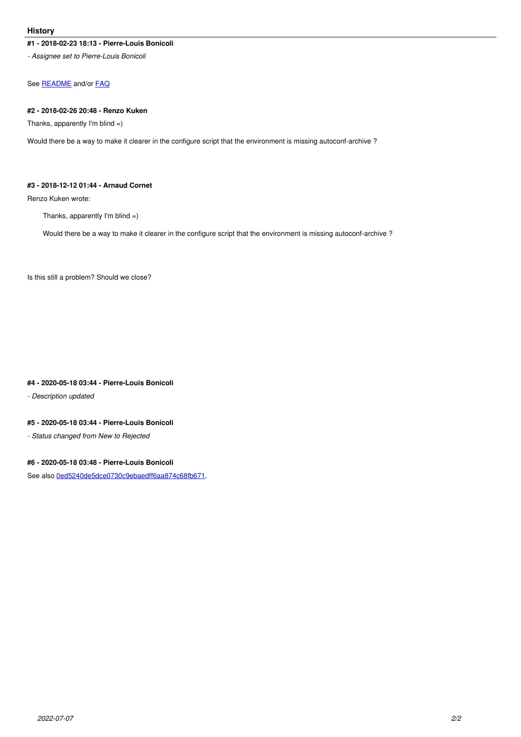## History

**#1 - 2018-02-23 18:13 - Pierre-Louis Bonicoli**

*- Assignee set to Pierre-Louis Bonicoli*

See README and/or FAQ

**#2 - 2018-02-26 20:48 - Renzo Kuken**

Thanks, apparently I'm blind =)

Would there be a way to make it clearer in the configure script that the environment is missing autoconf-archive ?

**#3 - 2018-12-12 01:44 - Arnaud Cornet**

Renzo Kuken wrote:

> Thanks, apparently I'm blind =)
>
> Would there be a way to make it clearer in the configure script that the environment is missing autoconf-archive ?

Is this still a problem? Should we close?

**#4 - 2020-05-18 03:44 - Pierre-Louis Bonicoli**

*- Description updated*

**#5 - 2020-05-18 03:44 - Pierre-Louis Bonicoli**

*- Status changed from New to Rejected*

**#6 - 2020-05-18 03:48 - Pierre-Louis Bonicoli**

See also 0ed5240de5dce0730c9ebaedff6aa874c68fb671.